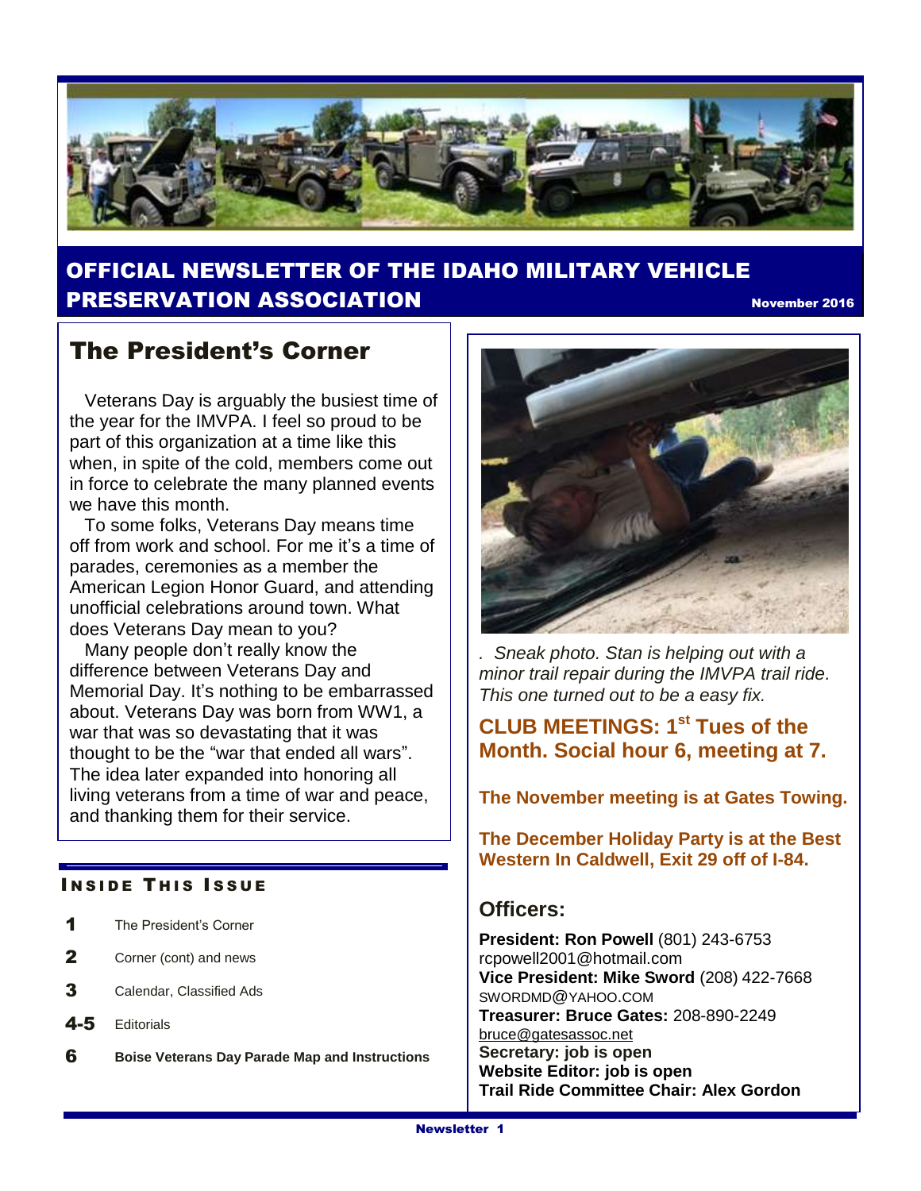# OFFICIAL NEWSLETTER OF THE IDAHO MILITARY VEHICLE PRESERVATION ASSOCIATION

November 2016

## The President's Corner

Veterans Day is arguably the busiest time of the year for the IMVPA. I feel so proud to be part of this organization at a time like this when, in spite of the cold, members come out in force to celebrate the many planned events we have this month.

To some folks, Veterans Day means time off from work and school. For me it's a time of parades, ceremonies as a member the American Legion Honor Guard, and attending unofficial celebrations around town. What does Veterans Day mean to you?

Many people don't really know the difference between Veterans Day and Memorial Day. It's nothing to be embarrassed about. Veterans Day was born from WW1, a war that was so devastating that it was thought to be the "war that ended all wars". The idea later expanded into honoring all living veterans from a time of war and peace, and thanking them for their service.

### INSIDE THIS ISSUE

- **1** The President's Corner
- **2** Corner (cont) and news
- **3** Calendar, Classified Ads
- **4-5** Editorials
- **6** **Boise Veterans Day Parade Map and Instructions**

*. Sneak photo. Stan is helping out with a minor trail repair during the IMVPA trail ride. This one turned out to be a easy fix.*

**CLUB MEETINGS: 1st Tues of the Month. Social hour 6, meeting at 7.**

**The November meeting is at Gates Towing.**

**The December Holiday Party is at the Best Western In Caldwell, Exit 29 off of I-84.**

## Officers:

**President: Ron Powell** (801) 243-6753
rcpowell2001@hotmail.com
**Vice President: Mike Sword** (208) 422-7668
SWORDMD@YAHOO.COM
**Treasurer: Bruce Gates:** 208-890-2249
bruce@gatesassoc.net
**Secretary: job is open**
**Website Editor: job is open**
**Trail Ride Committee Chair: Alex Gordon**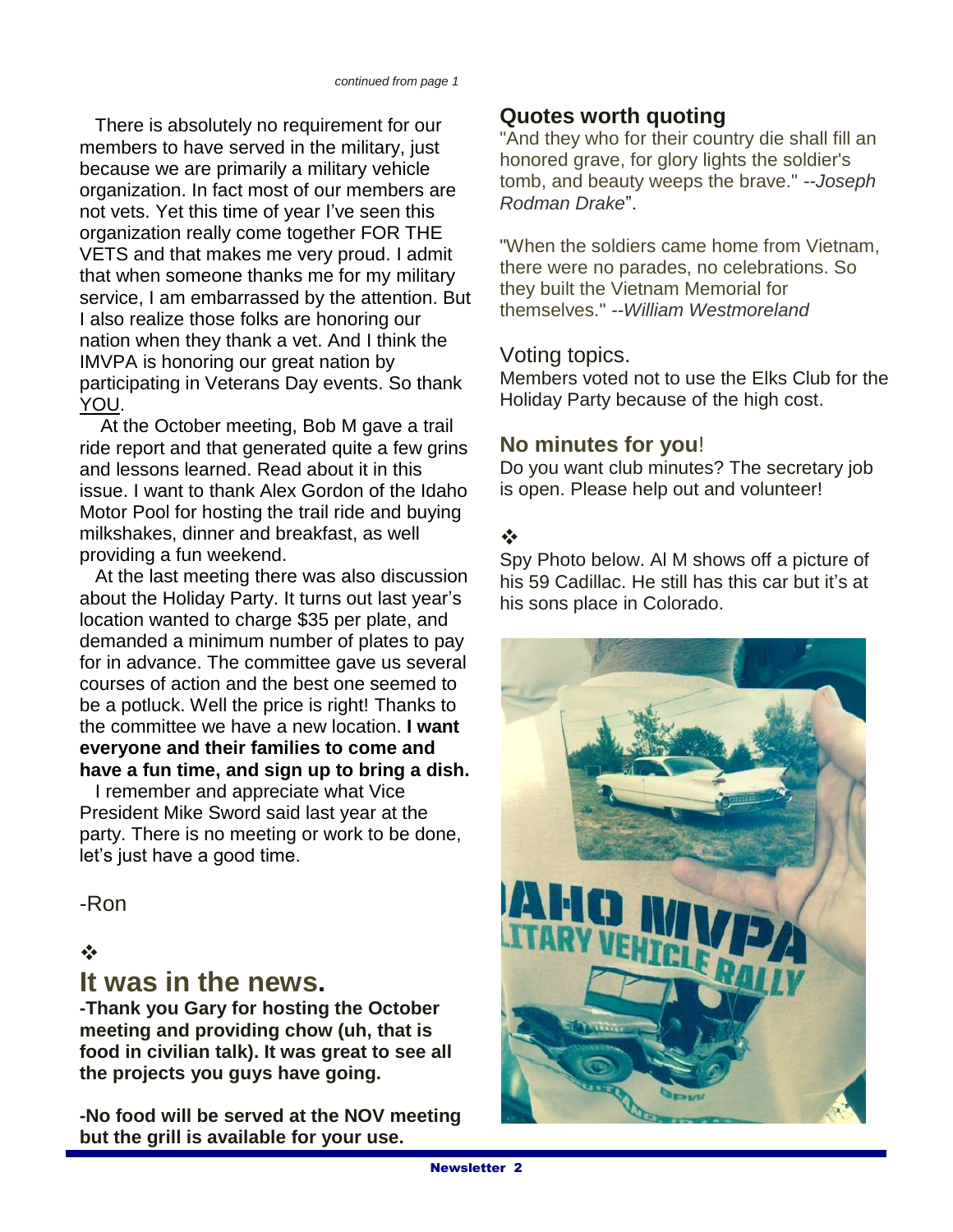*continued from page 1*

There is absolutely no requirement for our members to have served in the military, just because we are primarily a military vehicle organization. In fact most of our members are not vets. Yet this time of year I've seen this organization really come together FOR THE VETS and that makes me very proud. I admit that when someone thanks me for my military service, I am embarrassed by the attention. But I also realize those folks are honoring our nation when they thank a vet. And I think the IMVPA is honoring our great nation by participating in Veterans Day events. So thank YOU.

At the October meeting, Bob M gave a trail ride report and that generated quite a few grins and lessons learned. Read about it in this issue. I want to thank Alex Gordon of the Idaho Motor Pool for hosting the trail ride and buying milkshakes, dinner and breakfast, as well providing a fun weekend.

At the last meeting there was also discussion about the Holiday Party. It turns out last year's location wanted to charge $35 per plate, and demanded a minimum number of plates to pay for in advance. The committee gave us several courses of action and the best one seemed to be a potluck. Well the price is right! Thanks to the committee we have a new location. **I want everyone and their families to come and have a fun time, and sign up to bring a dish.**

I remember and appreciate what Vice President Mike Sword said last year at the party. There is no meeting or work to be done, let's just have a good time.

-Ron

❖

## It was in the news.

**-Thank you Gary for hosting the October meeting and providing chow (uh, that is food in civilian talk). It was great to see all the projects you guys have going.**

**-No food will be served at the NOV meeting but the grill is available for your use.**

## Quotes worth quoting

"And they who for their country die shall fill an honored grave, for glory lights the soldier's tomb, and beauty weeps the brave." --*Joseph Rodman Drake*".

"When the soldiers came home from Vietnam, there were no parades, no celebrations. So they built the Vietnam Memorial for themselves." --*William Westmoreland*

### Voting topics.

Members voted not to use the Elks Club for the Holiday Party because of the high cost.

## No minutes for you!

Do you want club minutes? The secretary job is open. Please help out and volunteer!

❖

Spy Photo below. Al M shows off a picture of his 59 Cadillac. He still has this car but it's at his sons place in Colorado.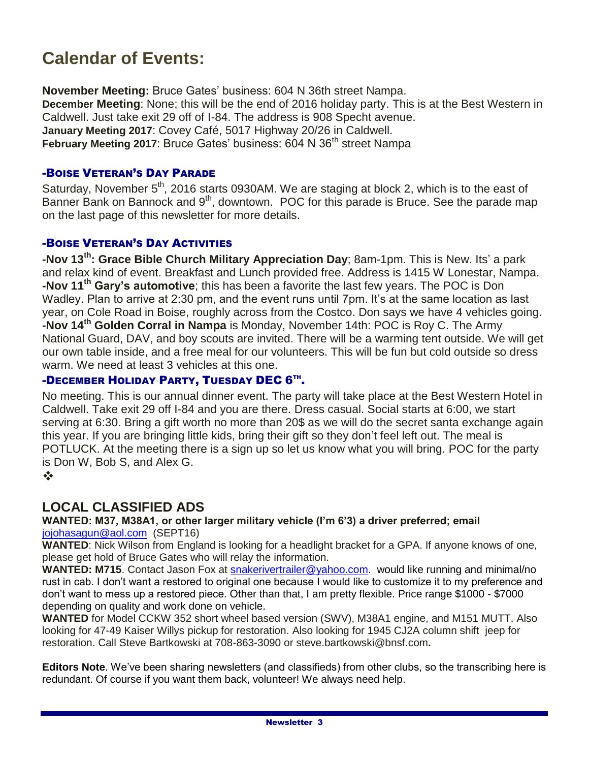# Calendar of Events:

**November Meeting:** Bruce Gates' business: 604 N 36th street Nampa.
**December Meeting**: None; this will be the end of 2016 holiday party. This is at the Best Western in Caldwell. Just take exit 29 off of I-84. The address is 908 Specht avenue.
**January Meeting 2017**: Covey Café, 5017 Highway 20/26 in Caldwell.
**February Meeting 2017**: Bruce Gates' business: 604 N 36th street Nampa

### -BOISE VETERAN'S DAY PARADE

Saturday, November 5th, 2016 starts 0930AM. We are staging at block 2, which is to the east of Banner Bank on Bannock and 9th, downtown. POC for this parade is Bruce. See the parade map on the last page of this newsletter for more details.

### -BOISE VETERAN'S DAY ACTIVITIES

**-Nov 13th: Grace Bible Church Military Appreciation Day**; 8am-1pm. This is New. Its' a park and relax kind of event. Breakfast and Lunch provided free. Address is 1415 W Lonestar, Nampa.
**-Nov 11th Gary's automotive**; this has been a favorite the last few years. The POC is Don Wadley. Plan to arrive at 2:30 pm, and the event runs until 7pm. It's at the same location as last year, on Cole Road in Boise, roughly across from the Costco. Don says we have 4 vehicles going.
**-Nov 14th Golden Corral in Nampa** is Monday, November 14th: POC is Roy C. The Army National Guard, DAV, and boy scouts are invited. There will be a warming tent outside. We will get our own table inside, and a free meal for our volunteers. This will be fun but cold outside so dress warm. We need at least 3 vehicles at this one.

### -DECEMBER HOLIDAY PARTY, TUESDAY DEC 6TH.

No meeting. This is our annual dinner event. The party will take place at the Best Western Hotel in Caldwell. Take exit 29 off I-84 and you are there. Dress casual. Social starts at 6:00, we start serving at 6:30. Bring a gift worth no more than 20$ as we will do the secret santa exchange again this year. If you are bringing little kids, bring their gift so they don't feel left out. The meal is POTLUCK. At the meeting there is a sign up so let us know what you will bring. POC for the party is Don W, Bob S, and Alex G.

❖

## LOCAL CLASSIFIED ADS

**WANTED: M37, M38A1, or other larger military vehicle (I'm 6'3) a driver preferred; email** jojohasagun@aol.com (SEPT16)

**WANTED**: Nick Wilson from England is looking for a headlight bracket for a GPA. If anyone knows of one, please get hold of Bruce Gates who will relay the information.

**WANTED: M715**. Contact Jason Fox at snakerivertrailer@yahoo.com. would like running and minimal/no rust in cab. I don't want a restored to original one because I would like to customize it to my preference and don't want to mess up a restored piece. Other than that, I am pretty flexible. Price range $1000 - $7000 depending on quality and work done on vehicle.

**WANTED** for Model CCKW 352 short wheel based version (SWV), M38A1 engine, and M151 MUTT. Also looking for 47-49 Kaiser Willys pickup for restoration. Also looking for 1945 CJ2A column shift jeep for restoration. Call Steve Bartkowski at 708-863-3090 or steve.bartkowski@bnsf.com**.**

**Editors Note**. We've been sharing newsletters (and classifieds) from other clubs, so the transcribing here is redundant. Of course if you want them back, volunteer! We always need help.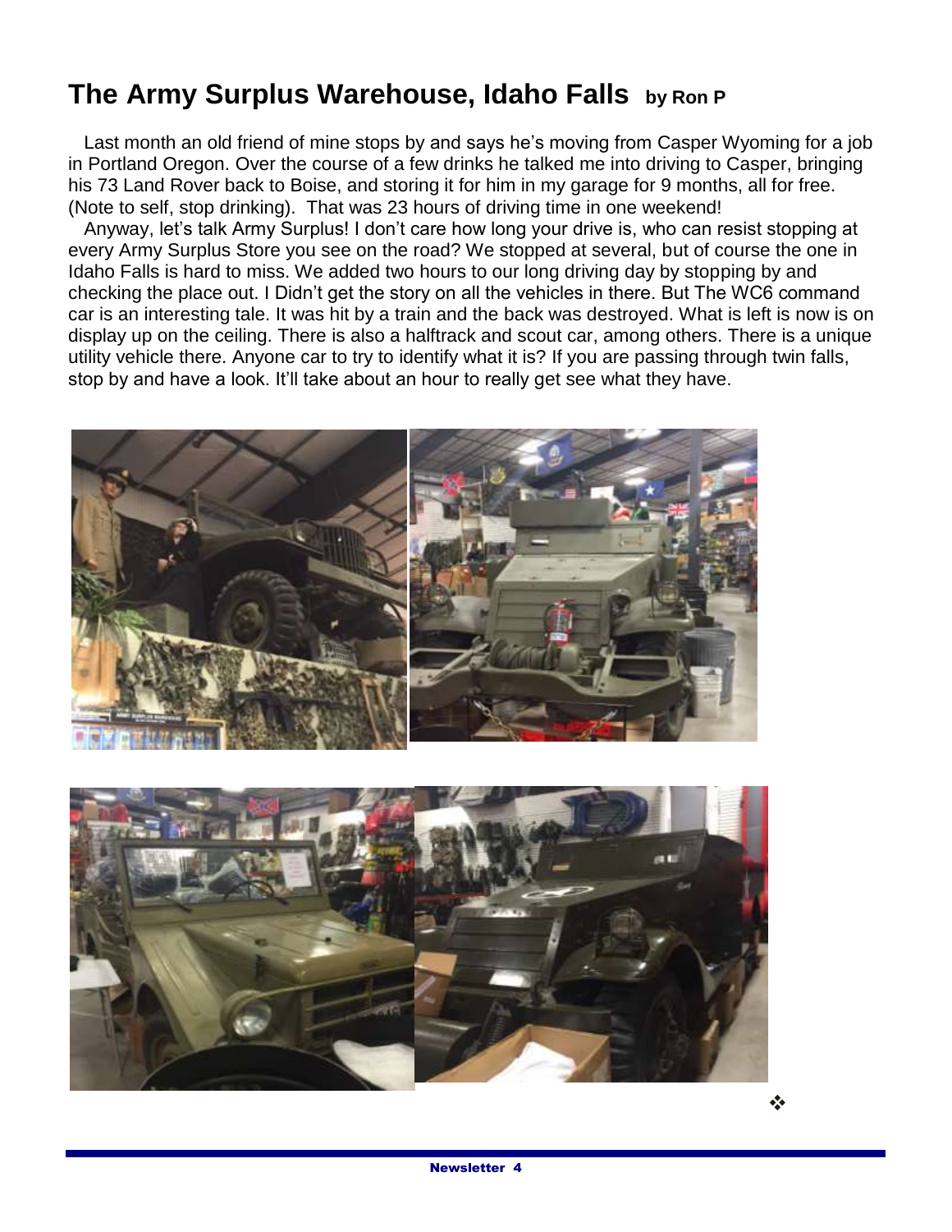# The Army Surplus Warehouse, Idaho Falls by Ron P

Last month an old friend of mine stops by and says he's moving from Casper Wyoming for a job in Portland Oregon. Over the course of a few drinks he talked me into driving to Casper, bringing his 73 Land Rover back to Boise, and storing it for him in my garage for 9 months, all for free. (Note to self, stop drinking). That was 23 hours of driving time in one weekend!

Anyway, let's talk Army Surplus! I don't care how long your drive is, who can resist stopping at every Army Surplus Store you see on the road? We stopped at several, but of course the one in Idaho Falls is hard to miss. We added two hours to our long driving day by stopping by and checking the place out. I Didn't get the story on all the vehicles in there. But The WC6 command car is an interesting tale. It was hit by a train and the back was destroyed. What is left is now is on display up on the ceiling. There is also a halftrack and scout car, among others. There is a unique utility vehicle there. Anyone car to try to identify what it is? If you are passing through twin falls, stop by and have a look. It'll take about an hour to really get see what they have.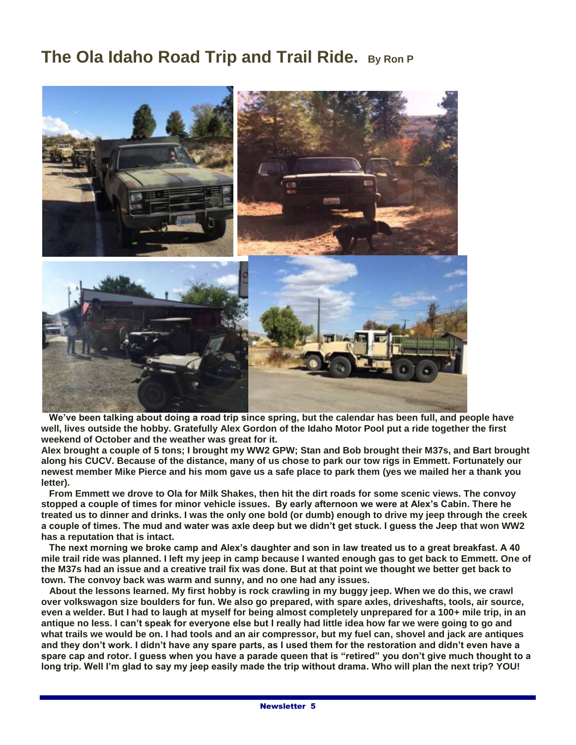# The Ola Idaho Road Trip and Trail Ride. By Ron P

We've been talking about doing a road trip since spring, but the calendar has been full, and people have well, lives outside the hobby. Gratefully Alex Gordon of the Idaho Motor Pool put a ride together the first weekend of October and the weather was great for it.

Alex brought a couple of 5 tons; I brought my WW2 GPW; Stan and Bob brought their M37s, and Bart brought along his CUCV. Because of the distance, many of us chose to park our tow rigs in Emmett. Fortunately our newest member Mike Pierce and his mom gave us a safe place to park them (yes we mailed her a thank you letter).

From Emmett we drove to Ola for Milk Shakes, then hit the dirt roads for some scenic views. The convoy stopped a couple of times for minor vehicle issues. By early afternoon we were at Alex's Cabin. There he treated us to dinner and drinks. I was the only one bold (or dumb) enough to drive my jeep through the creek a couple of times. The mud and water was axle deep but we didn't get stuck. I guess the Jeep that won WW2 has a reputation that is intact.

The next morning we broke camp and Alex's daughter and son in law treated us to a great breakfast. A 40 mile trail ride was planned. I left my jeep in camp because I wanted enough gas to get back to Emmett. One of the M37s had an issue and a creative trail fix was done. But at that point we thought we better get back to town. The convoy back was warm and sunny, and no one had any issues.

About the lessons learned. My first hobby is rock crawling in my buggy jeep. When we do this, we crawl over volkswagon size boulders for fun. We also go prepared, with spare axles, driveshafts, tools, air source, even a welder. But I had to laugh at myself for being almost completely unprepared for a 100+ mile trip, in an antique no less. I can't speak for everyone else but I really had little idea how far we were going to go and what trails we would be on. I had tools and an air compressor, but my fuel can, shovel and jack are antiques and they don't work. I didn't have any spare parts, as I used them for the restoration and didn't even have a spare cap and rotor. I guess when you have a parade queen that is "retired" you don't give much thought to a long trip. Well I'm glad to say my jeep easily made the trip without drama. Who will plan the next trip? YOU!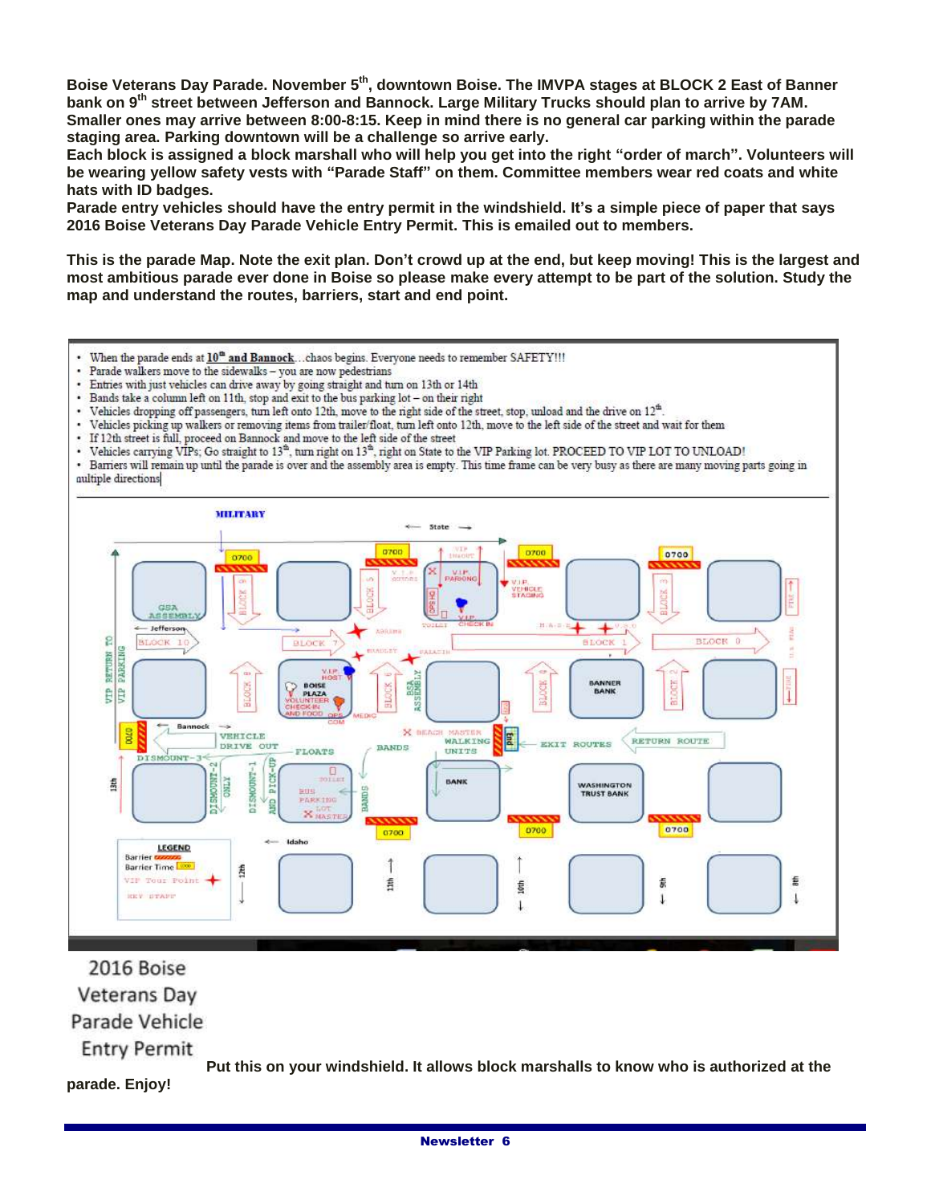**Boise Veterans Day Parade. November 5th, downtown Boise. The IMVPA stages at BLOCK 2 East of Banner bank on 9th street between Jefferson and Bannock. Large Military Trucks should plan to arrive by 7AM. Smaller ones may arrive between 8:00-8:15. Keep in mind there is no general car parking within the parade staging area. Parking downtown will be a challenge so arrive early.**

**Each block is assigned a block marshall who will help you get into the right "order of march". Volunteers will be wearing yellow safety vests with "Parade Staff" on them. Committee members wear red coats and white hats with ID badges.**

**Parade entry vehicles should have the entry permit in the windshield. It's a simple piece of paper that says 2016 Boise Veterans Day Parade Vehicle Entry Permit. This is emailed out to members.**

**This is the parade Map. Note the exit plan. Don't crowd up at the end, but keep moving! This is the largest and most ambitious parade ever done in Boise so please make every attempt to be part of the solution. Study the map and understand the routes, barriers, start and end point.**

- When the parade ends at **10th and Bannock**…chaos begins. Everyone needs to remember SAFETY!!!
- Parade walkers move to the sidewalks – you are now pedestrians
- Entries with just vehicles can drive away by going straight and turn on 13th or 14th
- Bands take a column left on 11th, stop and exit to the bus parking lot – on their right
- Vehicles dropping off passengers, turn left onto 12th, move to the right side of the street, stop, unload and the drive on 12th.
- Vehicles picking up walkers or removing items from trailer/float, turn left onto 12th, move to the left side of the street and wait for them
- If 12th street is full, proceed on Bannock and move to the left side of the street
- Vehicles carrying VIPs; Go straight to 13th, turn right on 13th, right on State to the VIP Parking lot. PROCEED TO VIP LOT TO UNLOAD!
- Barriers will remain up until the parade is over and the assembly area is empty. This time frame can be very busy as there are many moving parts going in multiple directions

MILITARY
State
0700
0700
0700
0700
0700
VIP PARKING
V.I.P. VEHICLE STAGING
GSA ASSEMBLY
Jefferson
BLOCK 10
BLOCK 7
BLOCK 1
BLOCK 0
BLOCK 8
BLOCK 5
BLOCK 6
BLOCK 4
BLOCK 3
BLOCK 2
VIP RETURN TO VIP PARKING
VIP HOST
BOISE PLAZA
VOLUNTEER CHECK-IN AND FOOD
OPS COM
MEDIC
BSA ASSEMBLY
BANNER BANK
Bannock
VEHICLE DRIVE OUT
FLOATS
BANDS
WALKING UNITS
End
EXIT ROUTES
RETURN ROUTE
DISMOUNT-3
DISMOUNT-2 ONLY
DISMOUNT-1 AND PICK-UP
BUS PARKING LOT
BANDS
BANK
WASHINGTON TRUST BANK
0700
0700
0700
0700
13th
Idaho
LEGEND
Barrier
Barrier Time
VIP Tour Point
KEY STAFF
12th
11th
10th
9th
8th

2016 Boise Veterans Day Parade Vehicle Entry Permit

**Put this on your windshield. It allows block marshalls to know who is authorized at the parade. Enjoy!**